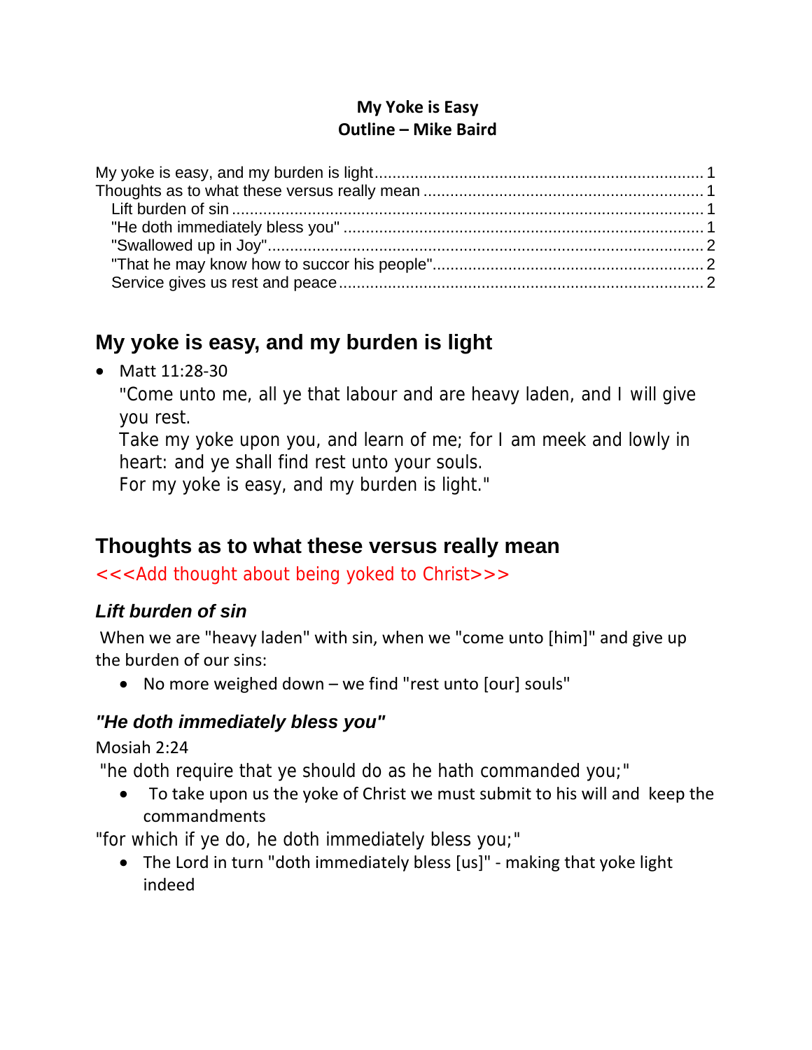**My Yoke is Easy**
**Outline – Mike Baird**

My yoke is easy, and my burden is light ........ 1
Thoughts as to what these versus really mean ........ 1
  Lift burden of sin ........ 1
  "He doth immediately bless you" ........ 1
  "Swallowed up in Joy" ........ 2
  "That he may know how to succor his people" ........ 2
  Service gives us rest and peace ........ 2

## My yoke is easy, and my burden is light

- Matt 11:28-30
  "Come unto me, all ye that labour and are heavy laden, and I will give you rest.
  Take my yoke upon you, and learn of me; for I am meek and lowly in heart: and ye shall find rest unto your souls.
  For my yoke is easy, and my burden is light."

## Thoughts as to what these versus really mean

<<<Add thought about being yoked to Christ>>>

### *Lift burden of sin*

When we are "heavy laden" with sin, when we "come unto [him]" and give up the burden of our sins:

- No more weighed down – we find "rest unto [our] souls"

### *"He doth immediately bless you"*

Mosiah 2:24

"he doth require that ye should do as he hath commanded you;"

- To take upon us the yoke of Christ we must submit to his will and keep the commandments

"for which if ye do, he doth immediately bless you;"

- The Lord in turn "doth immediately bless [us]" - making that yoke light indeed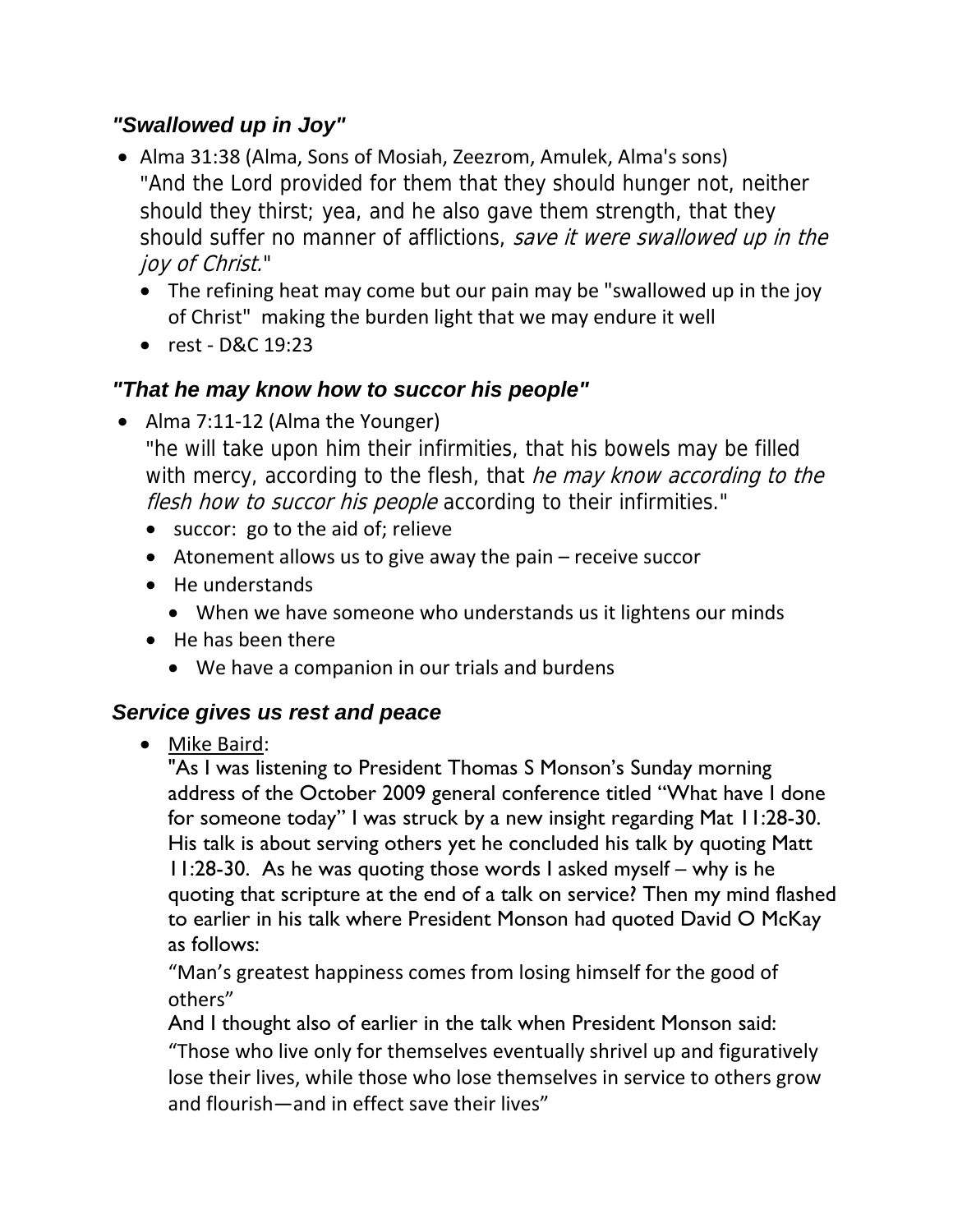### *"Swallowed up in Joy"*

- Alma 31:38 (Alma, Sons of Mosiah, Zeezrom, Amulek, Alma's sons)
  "And the Lord provided for them that they should hunger not, neither should they thirst; yea, and he also gave them strength, that they should suffer no manner of afflictions, *save it were swallowed up in the joy of Christ.*"
  - The refining heat may come but our pain may be "swallowed up in the joy of Christ" making the burden light that we may endure it well
  - rest - D&C 19:23

### *"That he may know how to succor his people"*

- Alma 7:11-12 (Alma the Younger)
  "he will take upon him their infirmities, that his bowels may be filled with mercy, according to the flesh, that *he may know according to the flesh how to succor his people* according to their infirmities."
  - succor: go to the aid of; relieve
  - Atonement allows us to give away the pain – receive succor
  - He understands
    - When we have someone who understands us it lightens our minds
  - He has been there
    - We have a companion in our trials and burdens

### *Service gives us rest and peace*

- Mike Baird:
  "As I was listening to President Thomas S Monson's Sunday morning address of the October 2009 general conference titled "What have I done for someone today" I was struck by a new insight regarding Mat 11:28-30. His talk is about serving others yet he concluded his talk by quoting Matt 11:28-30. As he was quoting those words I asked myself – why is he quoting that scripture at the end of a talk on service? Then my mind flashed to earlier in his talk where President Monson had quoted David O McKay as follows:
  "Man's greatest happiness comes from losing himself for the good of others"
  And I thought also of earlier in the talk when President Monson said:
  "Those who live only for themselves eventually shrivel up and figuratively lose their lives, while those who lose themselves in service to others grow and flourish—and in effect save their lives"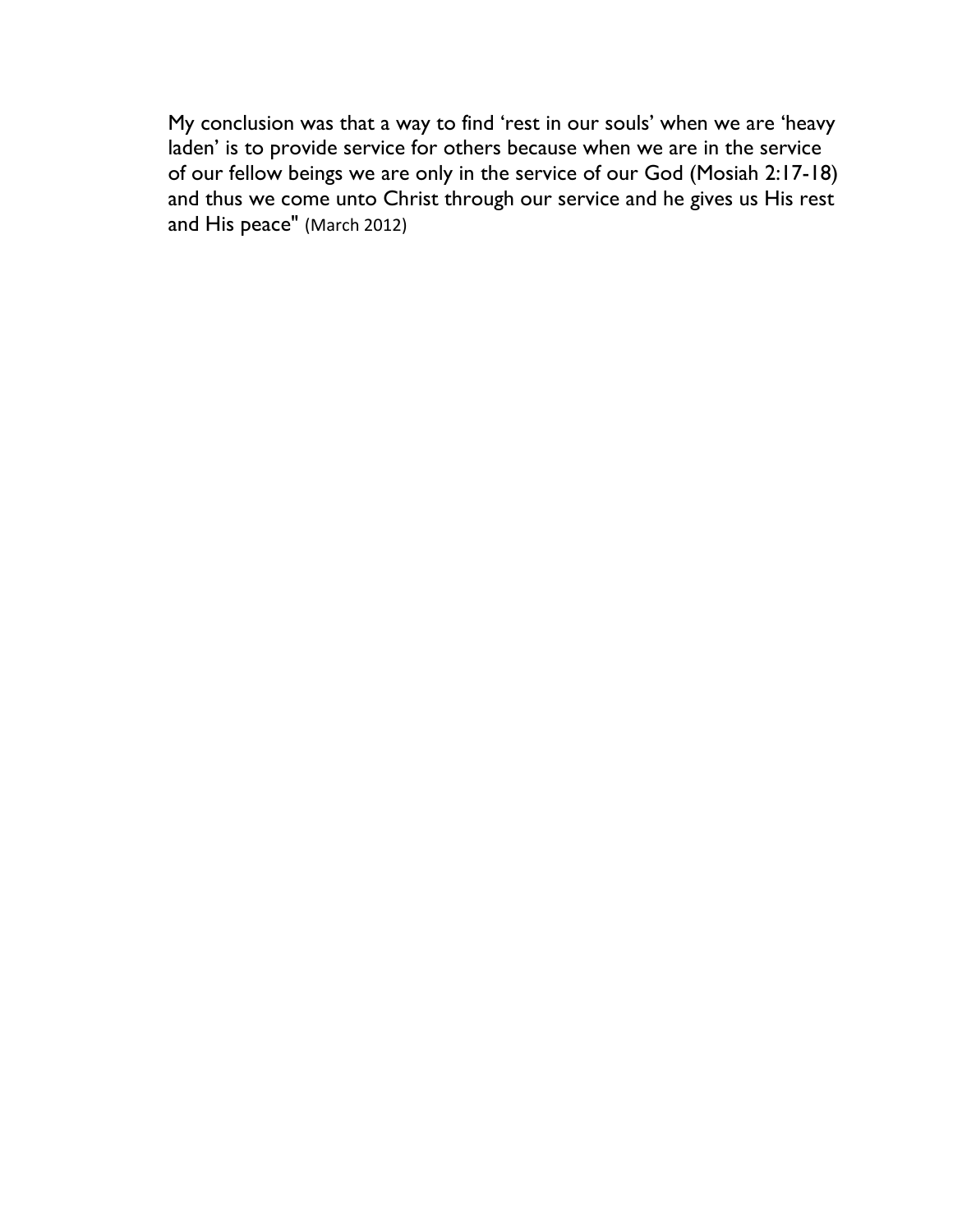My conclusion was that a way to find 'rest in our souls' when we are 'heavy laden' is to provide service for others because when we are in the service of our fellow beings we are only in the service of our God (Mosiah 2:17-18) and thus we come unto Christ through our service and he gives us His rest and His peace" (March 2012)